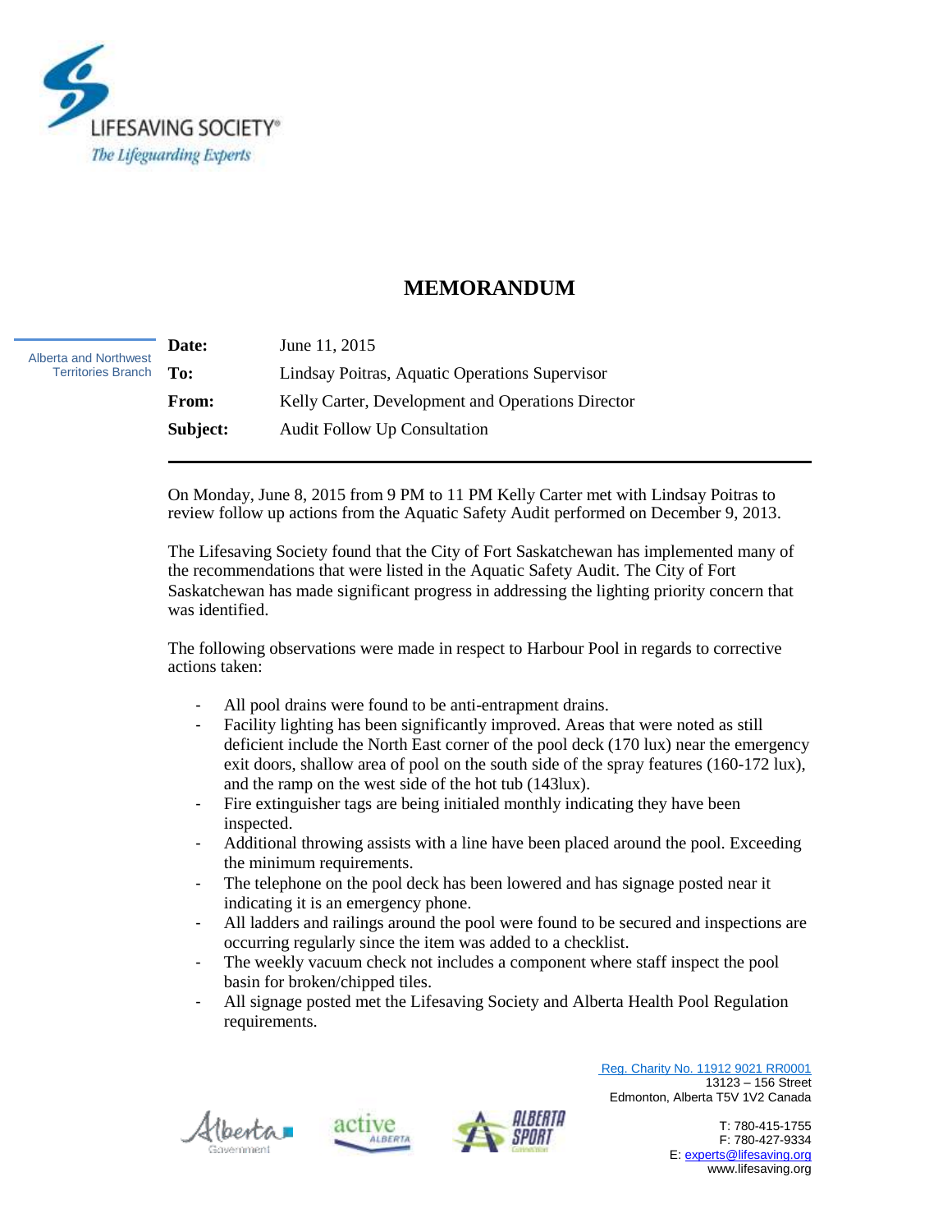LIFESAVING SOCIETY®

*The Lifeguarding Experts*

# MEMORANDUM

Alberta and Northwest Territories Branch

| | |
|---|---|
| **Date:** | June 11, 2015 |
| **To:** | Lindsay Poitras, Aquatic Operations Supervisor |
| **From:** | Kelly Carter, Development and Operations Director |
| **Subject:** | Audit Follow Up Consultation |

On Monday, June 8, 2015 from 9 PM to 11 PM Kelly Carter met with Lindsay Poitras to review follow up actions from the Aquatic Safety Audit performed on December 9, 2013.

The Lifesaving Society found that the City of Fort Saskatchewan has implemented many of the recommendations that were listed in the Aquatic Safety Audit. The City of Fort Saskatchewan has made significant progress in addressing the lighting priority concern that was identified.

The following observations were made in respect to Harbour Pool in regards to corrective actions taken:

- All pool drains were found to be anti-entrapment drains.
- Facility lighting has been significantly improved. Areas that were noted as still deficient include the North East corner of the pool deck (170 lux) near the emergency exit doors, shallow area of pool on the south side of the spray features (160-172 lux), and the ramp on the west side of the hot tub (143lux).
- Fire extinguisher tags are being initialed monthly indicating they have been inspected.
- Additional throwing assists with a line have been placed around the pool. Exceeding the minimum requirements.
- The telephone on the pool deck has been lowered and has signage posted near it indicating it is an emergency phone.
- All ladders and railings around the pool were found to be secured and inspections are occurring regularly since the item was added to a checklist.
- The weekly vacuum check not includes a component where staff inspect the pool basin for broken/chipped tiles.
- All signage posted met the Lifesaving Society and Alberta Health Pool Regulation requirements.

Reg. Charity No. 11912 9021 RR0001
13123 – 156 Street
Edmonton, Alberta T5V 1V2 Canada

T: 780-415-1755
F: 780-427-9334
E: experts@lifesaving.org
www.lifesaving.org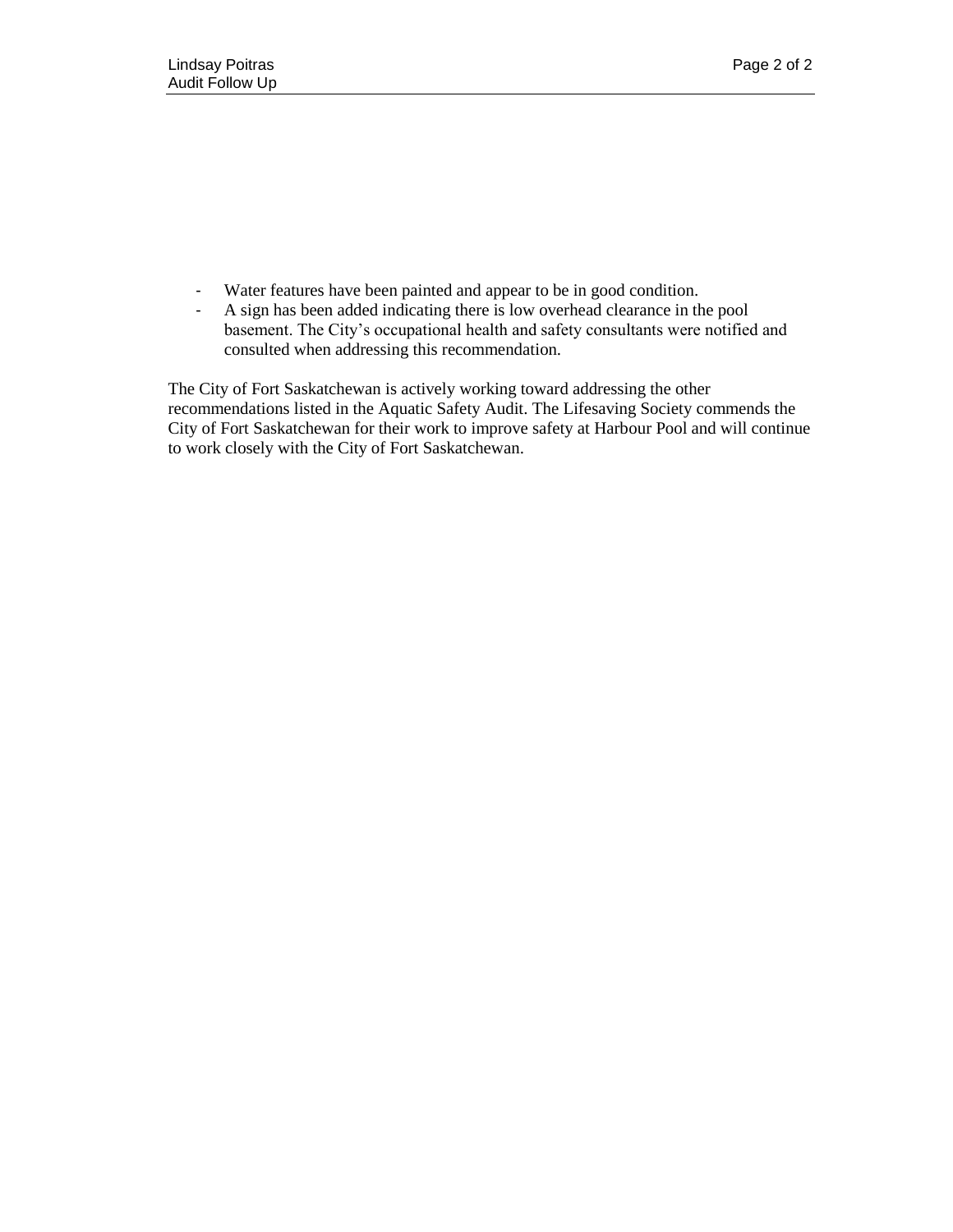- Water features have been painted and appear to be in good condition.
- A sign has been added indicating there is low overhead clearance in the pool basement. The City's occupational health and safety consultants were notified and consulted when addressing this recommendation.

The City of Fort Saskatchewan is actively working toward addressing the other recommendations listed in the Aquatic Safety Audit. The Lifesaving Society commends the City of Fort Saskatchewan for their work to improve safety at Harbour Pool and will continue to work closely with the City of Fort Saskatchewan.